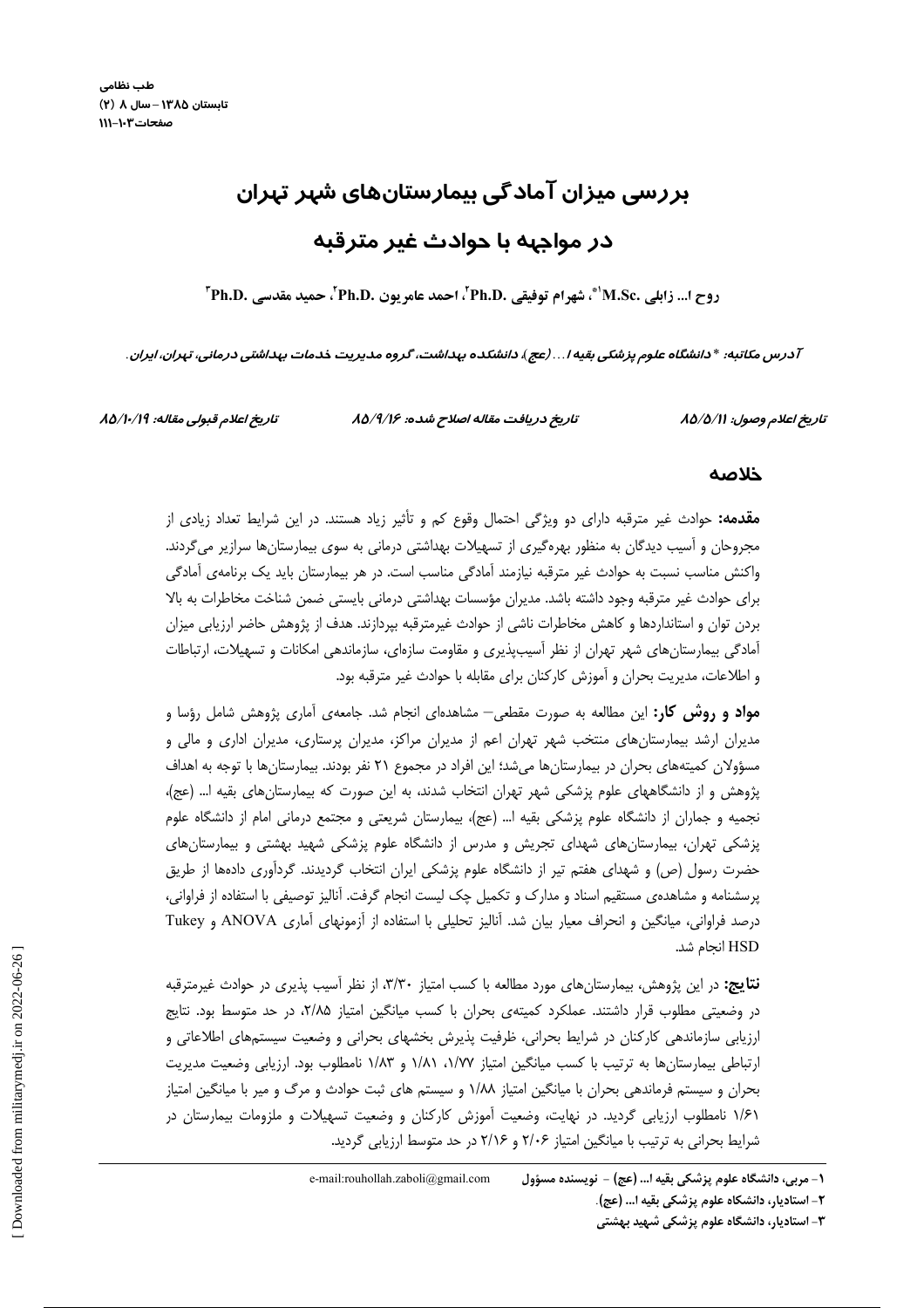# بررسی میزان آمادگی بیمارستان‌های شهر تهران در مواجهه با حوادث غیر مترقبه

روح ا... زابلی M.Sc.[1*]، شهرام توفیقی Ph.D.[2]، احمد عامریون Ph.D.[2]، حمید مقدسی Ph.D.[3]

*آدرس مکاتبه: * دانشگاه علوم پزشکی بقیه ا... (عج)، دانشکده بهداشت، گروه مدیریت خدمات بهداشتی درمانی، تهران، ایران.*

*تاریخ اعلام وصول: ۸۵/۵/۱۱* &nbsp;&nbsp;&nbsp; *تاریخ دریافت مقاله اصلاح شده: ۸۵/۹/۱۶* &nbsp;&nbsp;&nbsp; *تاریخ اعلام قبولی مقاله: ۸۵/۱۰/۱۹*

## خلاصه

**مقدمه:** حوادث غیر مترقبه دارای دو ویژگی احتمال وقوع کم و تأثیر زیاد هستند. در این شرایط تعداد زیادی از مجروحان و آسیب دیدگان به منظور بهره‌گیری از تسهیلات بهداشتی درمانی به سوی بیمارستان‌ها سرازیر می‌گردند. واکنش مناسب نسبت به حوادث غیر مترقبه نیازمند آمادگی مناسب است. در هر بیمارستان باید یک برنامه‌ی آمادگی برای حوادث غیر مترقبه وجود داشته باشد. مدیران مؤسسات بهداشتی درمانی بایستی ضمن شناخت مخاطرات به بالا بردن توان و استانداردها و کاهش مخاطرات ناشی از حوادث غیرمترقبه بپردازند. هدف از پژوهش حاضر ارزیابی میزان آمادگی بیمارستان‌های شهر تهران از نظر آسیب‌پذیری و مقاومت سازه‌ای، سازماندهی امکانات و تسهیلات، ارتباطات و اطلاعات، مدیریت بحران و آموزش کارکنان برای مقابله با حوادث غیر مترقبه بود.

**مواد و روش کار:** این مطالعه به صورت مقطعی– مشاهده‌ای انجام شد. جامعه‌ی آماری پژوهش شامل رؤسا و مدیران ارشد بیمارستان‌های منتخب شهر تهران اعم از مدیران مراکز، مدیران پرستاری، مدیران اداری و مالی و مسؤولان کمیته‌های بحران در بیمارستان‌ها می‌شد؛ این افراد در مجموع ۲۱ نفر بودند. بیمارستان‌ها با توجه به اهداف پژوهش و از دانشگاههای علوم پزشکی شهر تهران انتخاب شدند، به این صورت که بیمارستان‌های بقیه ا... (عج)، نجمیه و جماران از دانشگاه علوم پزشکی بقیه ا... (عج)، بیمارستان شریعتی و مجتمع درمانی امام از دانشگاه علوم پزشکی تهران، بیمارستان‌های شهدای تجریش و مدرس از دانشگاه علوم پزشکی شهید بهشتی و بیمارستان‌های حضرت رسول (ص) و شهدای هفتم تیر از دانشگاه علوم پزشکی ایران انتخاب گردیدند. گردآوری داده‌ها از طریق پرسشنامه و مشاهده‌ی مستقیم اسناد و مدارک و تکمیل چک لیست انجام گرفت. آنالیز توصیفی با استفاده از فراوانی، درصد فراوانی، میانگین و انحراف معیار بیان شد. آنالیز تحلیلی با استفاده از آزمونهای آماری ANOVA و Tukey HSD انجام شد.

**نتایج:** در این پژوهش، بیمارستان‌های مورد مطالعه با کسب امتیاز ۳/۳۰، از نظر آسیب پذیری در حوادث غیرمترقبه در وضعیتی مطلوب قرار داشتند. عملکرد کمیته‌ی بحران با کسب میانگین امتیاز ۲/۸۵، در حد متوسط بود. نتایج ارزیابی سازماندهی کارکنان در شرایط بحرانی، ظرفیت پذیرش بخشهای بحرانی و وضعیت سیستم‌های اطلاعاتی و ارتباطی بیمارستان‌ها به ترتیب با کسب میانگین امتیاز ۱/۷۷، ۱/۸۱ و ۱/۸۳ نامطلوب بود. ارزیابی وضعیت مدیریت بحران و سیستم فرماندهی بحران با میانگین امتیاز ۱/۸۸ و سیستم های ثبت حوادث و مرگ و میر با میانگین امتیاز ۱/۶۱ نامطلوب ارزیابی گردید. در نهایت، وضعیت آموزش کارکنان و وضعیت تسهیلات و ملزومات بیمارستان در شرایط بحرانی به ترتیب با میانگین امتیاز ۲/۰۶ و ۲/۱۶ در حد متوسط ارزیابی گردید.

---

۱- مربی، دانشگاه علوم پزشکی بقیه ا... (عج) - نویسنده مسؤول &nbsp;&nbsp; e-mail:rouhollah.zaboli@gmail.com

۲- استادیار، دانشگاه علوم پزشکی بقیه ا... (عج).

۳- استادیار، دانشگاه علوم پزشکی شهید بهشتی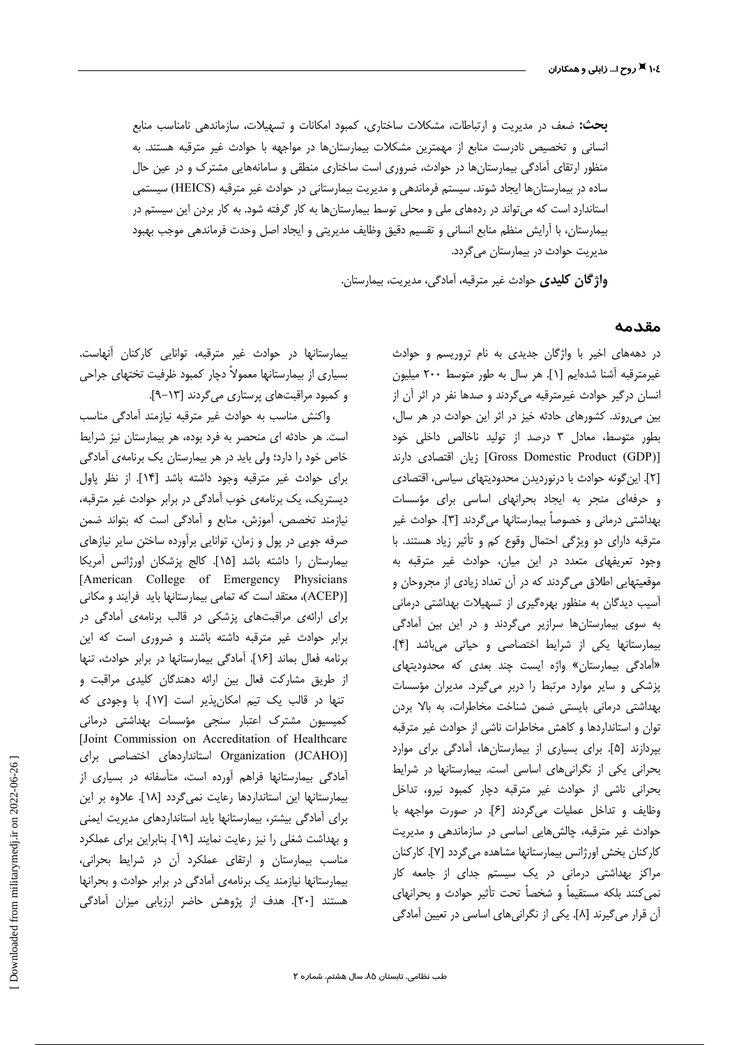**بحث:** ضعف در مدیریت و ارتباطات، مشکلات ساختاری، کمبود امکانات و تسهیلات، سازماندهی نامناسب منابع انسانی و تخصیص نادرست منابع از مهمترین مشکلات بیمارستان‌ها در مواجهه با حوادث غیر مترقبه هستند. به منظور ارتقای آمادگی بیمارستان‌ها در حوادث، ضروری است ساختاری منطقی و سامانه‌هایی مشترک و در عین حال ساده در بیمارستان‌ها ایجاد شوند. سیستم فرماندهی و مدیریت بیمارستانی در حوادث غیر مترقبه (HEICS) سیستمی استاندارد است که می‌تواند در رده‌های ملی و محلی توسط بیمارستان‌ها به کار گرفته شود. به کار بردن این سیستم در بیمارستان، با آرایش منظم منابع انسانی و تقسیم دقیق وظایف مدیریتی و ایجاد اصل وحدت فرماندهی موجب بهبود مدیریت حوادث در بیمارستان می‌گردد.

**واژگان کلیدی** حوادث غیر مترقبه، آمادگی، مدیریت، بیمارستان.

## مقدمه

در دهه‌های اخیر با واژگان جدیدی به نام تروریسم و حوادث غیرمترقبه آشنا شده‌ایم [۱]. هر سال به طور متوسط ۲۰۰ میلیون انسان درگیر حوادث غیرمترقبه می‌گردند و صدها نفر در اثر آن از بین می‌روند. کشورهای حادثه خیز در اثر این حوادث در هر سال، بطور متوسط، معادل ۳ درصد از تولید ناخالص داخلی خود [Gross Domestic Product (GDP)] زیان اقتصادی دارند [۲]. این‌گونه حوادث با درنوردیدن محدودیتهای سیاسی، اقتصادی و حرفه‌ای منجر به ایجاد بحرانهای اساسی برای مؤسسات بهداشتی درمانی و خصوصاً بیمارستانها می‌گردند [۳]. حوادث غیر مترقبه دارای دو ویژگی احتمال وقوع کم و تأثیر زیاد هستند. با وجود تعریفهای متعدد در این میان، حوادث غیر مترقبه به موقعیتهایی اطلاق می‌گردند که در آن تعداد زیادی از مجروحان و آسیب دیدگان به منظور بهره‌گیری از تسهیلات بهداشتی درمانی به سوی بیمارستان‌ها سرازیر می‌گردند و در این بین آمادگی بیمارستانها یکی از شرایط اختصاصی و حیاتی می‌باشد [۴]. «آمادگی بیمارستان» واژه ایست چند بعدی که محدودیتهای پزشکی و سایر موارد مرتبط را دربر می‌گیرد. مدیران مؤسسات بهداشتی درمانی بایستی ضمن شناخت مخاطرات، به بالا بردن توان و استانداردها و کاهش مخاطرات ناشی از حوادث غیر مترقبه بپردازند [۵]. برای بسیاری از بیمارستان‌ها، آمادگی برای موارد بحرانی یکی از نگرانی‌های اساسی است. بیمارستانها در شرایط بحرانی ناشی از حوادث غیر مترقبه دچار کمبود نیرو، تداخل وظایف و تداخل عملیات می‌گردند [۶]. در صورت مواجهه با حوادث غیر مترقبه، چالش‌هایی اساسی در سازماندهی و مدیریت کارکنان بخش اورژانس بیمارستانها مشاهده می‌گردد [۷]. کارکنان مراکز بهداشتی درمانی در یک سیستم جدای از جامعه کار نمی‌کنند بلکه مستقیماً و شخصاً تحت تأثیر حوادث و بحرانهای آن قرار می‌گیرند [۸]. یکی از نگرانی‌های اساسی در تعیین آمادگی بیمارستانها در حوادث غیر مترقبه، توانایی کارکنان آنهاست. بسیاری از بیمارستانها معمولاً دچار کمبود ظرفیت تختهای جراحی و کمبود مراقبت‌های پرستاری می‌گردند [۱۳-۹].

واکنش مناسب به حوادث غیر مترقبه نیازمند آمادگی مناسب است. هر حادثه ای منحصر به فرد بوده، هر بیمارستان نیز شرایط خاص خود را دارد؛ ولی باید در هر بیمارستان یک برنامه‌ی آمادگی برای حوادث غیر مترقبه وجود داشته باشد [۱۴]. از نظر پاول دیستریک، یک برنامه‌ی خوب آمادگی در برابر حوادث غیر مترقبه، نیازمند تخصص، آموزش، منابع و آمادگی است که بتواند ضمن صرفه جویی در پول و زمان، توانایی برآورده ساختن سایر نیازهای بیمارستان را داشته باشد [۱۵]. کالج پزشکان اورژانس آمریکا [American College of Emergency Physicians (ACEP)]، معتقد است که تمامی بیمارستانها باید فرایند و مکانی برای ارائه‌ی مراقبت‌های پزشکی در قالب برنامه‌ی آمادگی در برابر حوادث غیر مترقبه داشته باشند و ضروری است که این برنامه فعال بماند [۱۶]. آمادگی بیمارستانها در برابر حوادث، تنها از طریق مشارکت فعال بین ارائه دهندگان کلیدی مراقبت و تنها در قالب یک تیم امکان‌پذیر است [۱۷]. با وجودی که کمیسیون مشترک اعتبار سنجی مؤسسات بهداشتی درمانی [Joint Commission on Accreditation of Healthcare Organization (JCAHO)] استانداردهای اختصاصی برای آمادگی بیمارستانها فراهم آورده است، متأسفانه در بسیاری از بیمارستانها این استانداردها رعایت نمی‌گردد [۱۸]. علاوه بر این برای آمادگی بیشتر، بیمارستانها باید استانداردهای مدیریت ایمنی و بهداشت شغلی را نیز رعایت نمایند [۱۹]. بنابراین برای عملکرد مناسب بیمارستان و ارتقای عملکرد آن در شرایط بحرانی، بیمارستانها نیازمند یک برنامه‌ی آمادگی در برابر حوادث و بحرانها هستند [۲۰]. هدف از پژوهش حاضر ارزیابی میزان آمادگی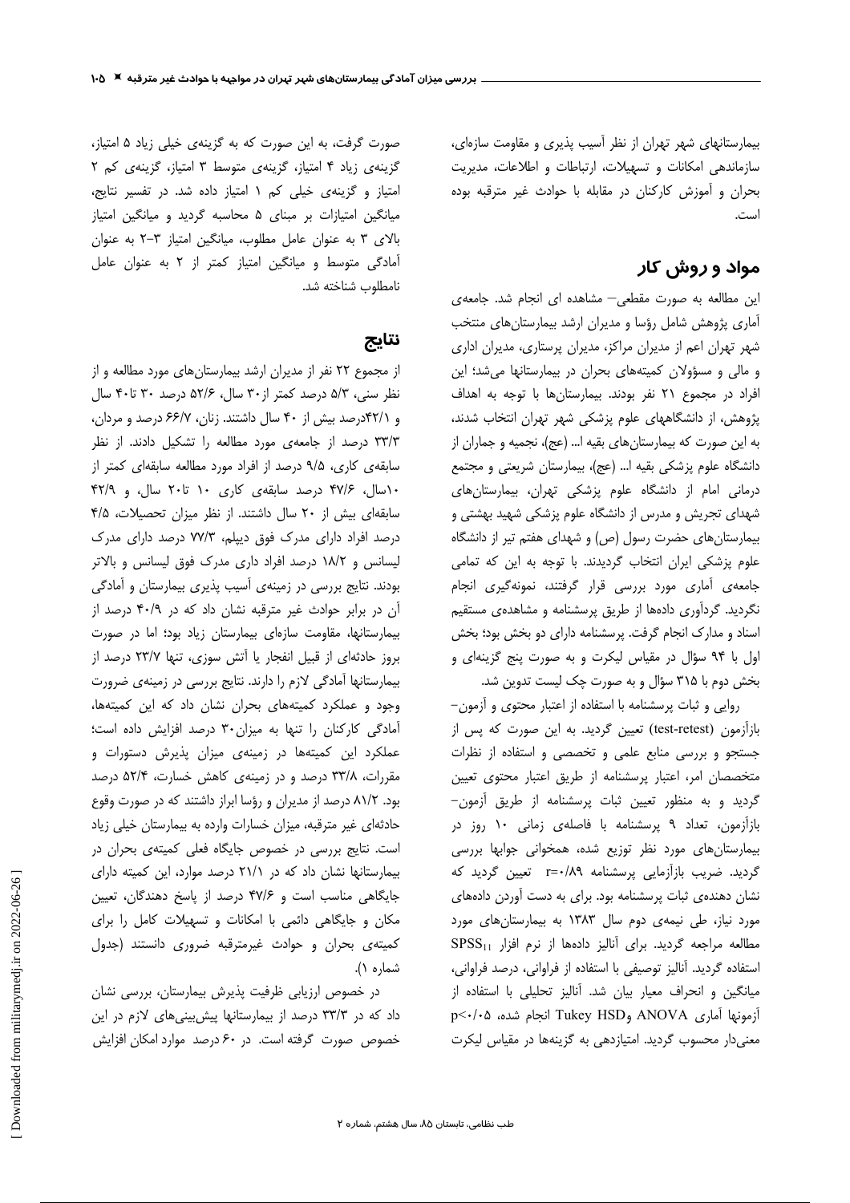بیمارستانهای شهر تهران از نظر آسیب پذیری و مقاومت سازه‌ای، سازماندهی امکانات و تسهیلات، ارتباطات و اطلاعات، مدیریت بحران و آموزش کارکنان در مقابله با حوادث غیر مترقبه بوده است.

## مواد و روش کار

این مطالعه به صورت مقطعی– مشاهده ای انجام شد. جامعه‌ی آماری پژوهش شامل رؤسا و مدیران ارشد بیمارستان‌های منتخب شهر تهران اعم از مدیران مراکز، مدیران پرستاری، مدیران اداری و مالی و مسؤولان کمیته‌های بحران در بیمارستانها می‌شد؛ این افراد در مجموع ۲۱ نفر بودند. بیمارستان‌ها با توجه به اهداف پژوهش، از دانشگاههای علوم پزشکی شهر تهران انتخاب شدند، به این صورت که بیمارستان‌های بقیه ا... (عج)، نجمیه و جماران از دانشگاه علوم پزشکی بقیه ا... (عج)، بیمارستان شریعتی و مجتمع درمانی امام از دانشگاه علوم پزشکی تهران، بیمارستان‌های شهدای تجریش و مدرس از دانشگاه علوم پزشکی شهید بهشتی و بیمارستان‌های حضرت رسول (ص) و شهدای هفتم تیر از دانشگاه علوم پزشکی ایران انتخاب گردیدند. با توجه به این که تمامی جامعه‌ی آماری مورد بررسی قرار گرفتند، نمونه‌گیری انجام نگردید. گردآوری داده‌ها از طریق پرسشنامه و مشاهده‌ی مستقیم اسناد و مدارک انجام گرفت. پرسشنامه دارای دو بخش بود؛ بخش اول با ۹۴ سؤال در مقیاس لیکرت و به صورت پنج گزینه‌ای و بخش دوم با ۳۱۵ سؤال و به صورت چک لیست تدوین شد.

روایی و ثبات پرسشنامه با استفاده از اعتبار محتوی و آزمون– بازآزمون (test-retest) تعیین گردید. به این صورت که پس از جستجو و بررسی منابع علمی و تخصصی و استفاده از نظرات متخصصان امر، اعتبار پرسشنامه از طریق اعتبار محتوی تعیین گردید و به منظور تعیین ثبات پرسشنامه از طریق آزمون– بازآزمون، تعداد ۹ پرسشنامه با فاصله‌ی زمانی ۱۰ روز در بیمارستان‌های مورد نظر توزیع شده، همخوانی جوابها بررسی گردید. ضریب بازآزمایی پرسشنامه $r=0.89$ تعیین گردید که نشان دهنده‌ی ثبات پرسشنامه بود. برای به دست آوردن داده‌های مورد نیاز، طی نیمه‌ی دوم سال ۱۳۸۳ به بیمارستان‌های مورد مطالعه مراجعه گردید. برای آنالیز داده‌ها از نرم افزار $SPSS_{11}$ استفاده گردید. آنالیز توصیفی با استفاده از فراوانی، درصد فراوانی، میانگین و انحراف معیار بیان شد. آنالیز تحلیلی با استفاده از آزمونها آماری ANOVA وTukey HSD انجام شده، $p<0.05$ معنی‌دار محسوب گردید. امتیازدهی به گزینه‌ها در مقیاس لیکرت صورت گرفت، به این صورت که به گزینه‌ی خیلی زیاد ۵ امتیاز، گزینه‌ی زیاد ۴ امتیاز، گزینه‌ی متوسط ۳ امتیاز، گزینه‌ی کم ۲ امتیاز و گزینه‌ی خیلی کم ۱ امتیاز داده شد. در تفسیر نتایج، میانگین امتیازات بر مبنای ۵ محاسبه گردید و میانگین امتیاز بالای ۳ به عنوان عامل مطلوب، میانگین امتیاز ۳–۲ به عنوان آمادگی متوسط و میانگین امتیاز کمتر از ۲ به عنوان عامل نامطلوب شناخته شد.

## نتایج

از مجموع ۲۲ نفر از مدیران ارشد بیمارستان‌های مورد مطالعه و از نظر سنی، ۵/۳ درصد کمتر از۳۰ سال، ۵۲/۶ درصد ۳۰ تا۴۰ سال و ۴۲/۱درصد بیش از ۴۰ سال داشتند. زنان، ۶۶/۷ درصد و مردان، ۳۳/۳ درصد از جامعه‌ی مورد مطالعه را تشکیل دادند. از نظر سابقه‌ی کاری، ۹/۵ درصد از افراد مورد مطالعه سابقه‌ای کمتر از ۱۰سال، ۴۷/۶ درصد سابقه‌ی کاری ۱۰ تا۲۰ سال، و ۴۲/۹ سابقه‌ای بیش از ۲۰ سال داشتند. از نظر میزان تحصیلات، ۴/۵ درصد افراد دارای مدرک فوق دیپلم، ۷۷/۳ درصد دارای مدرک لیسانس و ۱۸/۲ درصد افراد داری مدرک فوق لیسانس و بالاتر بودند. نتایج بررسی در زمینه‌ی آسیب پذیری بیمارستان و آمادگی آن در برابر حوادث غیر مترقبه نشان داد که در ۴۰/۹ درصد از بیمارستانها، مقاومت سازه‌ای بیمارستان زیاد بود؛ اما در صورت بروز حادثه‌ای از قبیل انفجار یا آتش سوزی، تنها ۲۳/۷ درصد از بیمارستانها آمادگی لازم را دارند. نتایج بررسی در زمینه‌ی ضرورت وجود و عملکرد کمیته‌های بحران نشان داد که این کمیته‌ها، آمادگی کارکنان را تنها به میزان۳۰ درصد افزایش داده است؛ عملکرد این کمیته‌ها در زمینه‌ی میزان پذیرش دستورات و مقررات، ۳۳/۸ درصد و در زمینه‌ی کاهش خسارت، ۵۲/۴ درصد بود. ۸۱/۲ درصد از مدیران و رؤسا ابراز داشتند که در صورت وقوع حادثه‌ای غیر مترقبه، میزان خسارات وارده به بیمارستان خیلی زیاد است. نتایج بررسی در خصوص جایگاه فعلی کمیته‌ی بحران در بیمارستانها نشان داد که در ۲۱/۱ درصد موارد، این کمیته دارای جایگاهی مناسب است و ۴۷/۶ درصد از پاسخ دهندگان، تعیین مکان و جایگاهی دائمی با امکانات و تسهیلات کامل را برای کمیته‌ی بحران و حوادث غیرمترقبه ضروری دانستند (جدول شماره ۱).

در خصوص ارزیابی ظرفیت پذیرش بیمارستان، بررسی نشان داد که در ۳۳/۳ درصد از بیمارستانها پیش‌بینی‌های لازم در این خصوص صورت گرفته است. در ۶۰ درصد موارد امکان افزایش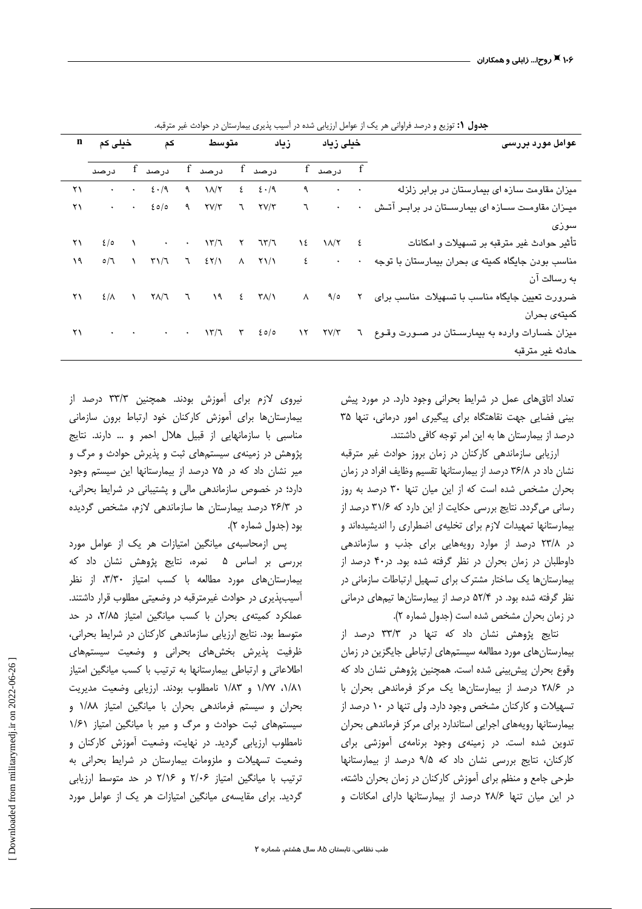**جدول ۱:** توزیع و درصد فراوانی هر یک از عوامل ارزیابی شده در آسیب پذیری بیمارستان در حوادث غیر مترقبه.

| عوامل مورد بررسی | خیلی زیاد | | زیاد | | متوسط | | کم | | خیلی کم | | n |
|---|---|---|---|---|---|---|---|---|---|---|---|
| | f | درصد | f | درصد | f | درصد | f | درصد | f | درصد | |
| میزان مقاومت سازه ای بیمارستان در برابر زلزله | ۰ | ۰ | ۹ | ۴۰/۹ | ۴ | ۱۸/۲ | ۹ | ۴۰/۹ | ۰ | ۰ | ۲۱ |
| میزان مقاومت سازه ای بیمارستان در برابر آتش سوزی | ۰ | ۰ | ۶ | ۲۷/۳ | ۶ | ۲۷/۳ | ۹ | ۴۵/۵ | ۰ | ۰ | ۲۱ |
| تأثیر حوادث غیر مترقبه بر تسهیلات و امکانات | ۴ | ۱۸/۲ | ۱۴ | ۶۳/۶ | ۲ | ۱۳/۶ | ۰ | ۰ | ۱ | ۴/۵ | ۲۱ |
| مناسب بودن جایگاه کمیته ی بحران بیمارستان با توجه به رسالت آن | ۰ | ۰ | ۴ | ۲۱/۱ | ۸ | ۴۲/۱ | ۶ | ۳۱/۶ | ۱ | ۵/۶ | ۱۹ |
| ضرورت تعیین جایگاه مناسب با تسهیلات مناسب برای کمیته‌ی بحران | ۲ | ۹/۵ | ۸ | ۳۸/۱ | ۴ | ۱۹ | ۶ | ۲۸/۶ | ۱ | ۴/۸ | ۲۱ |
| میزان خسارات وارده به بیمارستان در صورت وقوع حادثه غیر مترقبه | ۶ | ۲۷/۳ | ۱۲ | ۴۵/۵ | ۳ | ۱۳/۶ | ۰ | ۰ | ۰ | ۰ | ۲۱ |

تعداد اتاق‌های عمل در شرایط بحرانی وجود دارد. در مورد پیش بینی فضایی جهت نقاهتگاه برای پیگیری امور درمانی، تنها ۳۵ درصد از بیمارستان ها به این امر توجه کافی داشتند.

ارزیابی سازماندهی کارکنان در زمان بروز حوادث غیر مترقبه نشان داد در ۳۶/۸ درصد از بیمارستانها تقسیم وظایف افراد در زمان بحران مشخص شده است که از این میان تنها ۳۰ درصد به روز رسانی می‌گردد. نتایج بررسی حکایت از این دارد که ۳۱/۶ درصد از بیمارستانها تمهیدات لازم برای تخلیه‌ی اضطراری را اندیشیده‌اند و در ۲۳/۸ درصد از موارد رویه‌هایی برای جذب و سازماندهی داوطلبان در زمان بحران در نظر گرفته شده بود. در۴۰ درصد از بیمارستان‌ها یک ساختار مشترک برای تسهیل ارتباطات سازمانی در نظر گرفته شده بود. در ۵۲/۴ درصد از بیمارستان‌ها تیم‌های درمانی در زمان بحران مشخص شده است (جدول شماره ۲).

نتایج پژوهش نشان داد که تنها در ۳۳/۳ درصد از بیمارستان‌های مورد مطالعه سیستم‌های ارتباطی جایگزین در زمان وقوع بحران پیش‌بینی شده است. همچنین نتایج پژوهش نشان داد که در ۲۸/۶ درصد از بیمارستان‌ها یک مرکز فرماندهی بحران با تسهیلات و کارکنان مشخص وجود دارد. ولی تنها در ۱۰ درصد از بیمارستانها رویه‌های اجرایی استاندارد برای مرکز فرماندهی بحران تدوین شده است. در زمینه‌ی وجود برنامه‌ی آموزشی برای کارکنان، نتایج بررسی نشان داد که ۹/۵ درصد از بیمارستانها طرحی جامع و منظم برای آموزش کارکنان در زمان بحران داشته، در این میان تنها ۲۸/۶ درصد از بیمارستانها دارای امکانات و نیروی لازم برای آموزش بودند. همچنین ۳۳/۳ درصد از بیمارستان‌ها برای آموزش کارکنان خود ارتباط برون سازمانی مناسبی با سازمانهایی از قبیل هلال احمر و ... دارند. نتایج پژوهش در زمینه‌ی سیستم‌های ثبت و پذیرش حوادث و مرگ و میر نشان داد که در ۷۵ درصد از بیمارستانها این سیستم وجود دارد؛ در خصوص سازماندهی مالی و پشتیبانی در شرایط بحرانی، در ۲۶/۳ درصد بیمارستان ها سازماندهی لازم، مشخص گردیده بود (جدول شماره ۲).

پس ازمحاسبه‌ی میانگین امتیازات هر یک از عوامل مورد بررسی بر اساس ۵ نمره، نتایج پژوهش نشان داد که بیمارستان‌های مورد مطالعه با کسب امتیاز ۳/۳۰، از نظر آسیب‌پذیری در حوادث غیرمترقبه در وضعیتی مطلوب قرار داشتند. عملکرد کمیته‌ی بحران با کسب میانگین امتیاز ۲/۸۵، در حد متوسط بود. نتایج ارزیابی سازماندهی کارکنان در شرایط بحرانی، ظرفیت پذیرش بخش‌های بحرانی و وضعیت سیستم‌های اطلاعاتی و ارتباطی بیمارستانها به ترتیب با کسب میانگین امتیاز ۱/۸۱، ۱/۷۷ و ۱/۸۳ نامطلوب بودند. ارزیابی وضعیت مدیریت بحران و سیستم فرماندهی بحران با میانگین امتیاز ۱/۸۸ و سیستم‌های ثبت حوادث و مرگ و میر با میانگین امتیاز ۱/۶۱ نامطلوب ارزیابی گردید. در نهایت، وضعیت آموزش کارکنان و وضعیت تسهیلات و ملزومات بیمارستان در شرایط بحرانی به ترتیب با میانگین امتیاز ۲/۰۶ و ۲/۱۶ در حد متوسط ارزیابی گردید. برای مقایسه‌ی میانگین امتیازات هر یک از عوامل مورد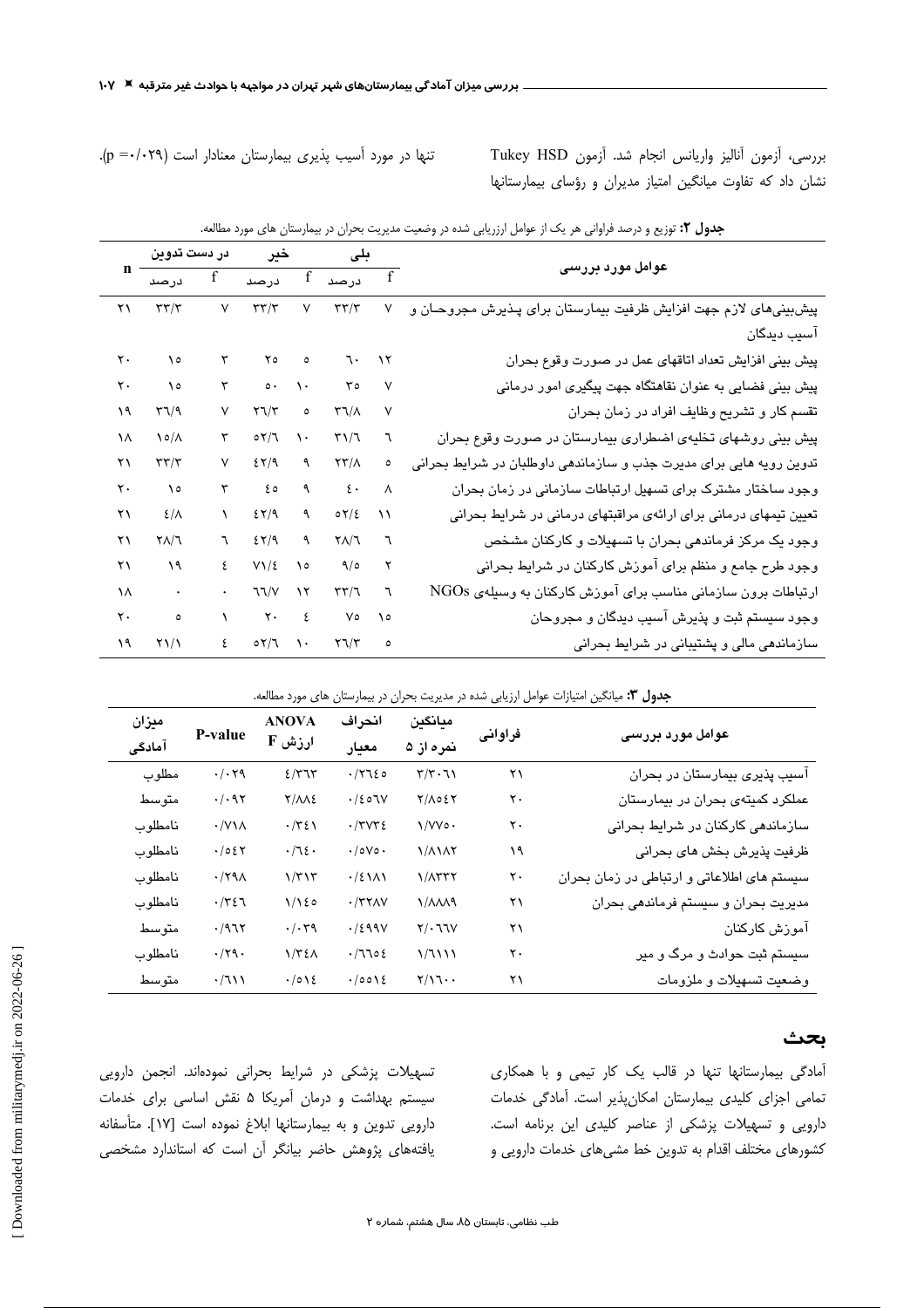بررسی، آزمون آنالیز واریانس انجام شد. آزمون Tukey HSD نشان داد که تفاوت میانگین امتیاز مدیران و رؤسای بیمارستانها تنها در مورد آسیب پذیری بیمارستان معنادار است (p =۰/۰۲۹).

**جدول ۲:** توزیع و درصد فراوانی هر یک از عوامل ارزیابی شده در وضعیت مدیریت بحران در بیمارستان های مورد مطالعه.

| عوامل مورد بررسی | بلی | | خیر | | در دست تدوین | | n |
|---|---|---|---|---|---|---|---|
| | f | درصد | f | درصد | f | درصد | |
| پیش‌بینی‌های لازم جهت افزایش ظرفیت بیمارستان برای پذیرش مجروحان و آسیب دیدگان | ۷ | ۳۳/۳ | ۷ | ۳۳/۳ | ۷ | ۳۳/۳ | ۲۱ |
| پیش بینی افزایش تعداد اتاقهای عمل در صورت وقوع بحران | ۱۲ | ۶۰ | ۵ | ۲۵ | ۳ | ۱۵ | ۲۰ |
| پیش بینی فضایی به عنوان نقاهتگاه جهت پیگیری امور درمانی | ۷ | ۳۵ | ۱۰ | ۵۰ | ۳ | ۱۵ | ۲۰ |
| تقسم کار و تشریح وظایف افراد در زمان بحران | ۷ | ۳۶/۸ | ۵ | ۲۶/۳ | ۷ | ۳۶/۹ | ۱۹ |
| پیش بینی روشهای تخلیه‌ی اضطراری بیمارستان در صورت وقوع بحران | ۶ | ۳۱/۶ | ۱۰ | ۵۲/۶ | ۳ | ۱۵/۸ | ۱۸ |
| تدوین رویه هایی برای مدیرت جذب و سازماندهی داوطلبان در شرایط بحرانی | ۵ | ۲۳/۸ | ۹ | ۴۲/۹ | ۷ | ۳۳/۳ | ۲۱ |
| وجود ساختار مشترک برای تسهیل ارتباطات سازمانی در زمان بحران | ۸ | ۴۰ | ۹ | ۴۵ | ۳ | ۱۵ | ۲۰ |
| تعیین تیمهای درمانی برای ارائه‌ی مراقبتهای درمانی در شرایط بحرانی | ۱۱ | ۵۲/۴ | ۹ | ۴۲/۹ | ۱ | ۴/۸ | ۲۱ |
| وجود یک مرکز فرماندهی بحران با تسهیلات و کارکنان مشخص | ۶ | ۲۸/۶ | ۹ | ۴۲/۹ | ۶ | ۲۸/۶ | ۲۱ |
| وجود طرح جامع و منظم برای آموزش کارکنان در شرایط بحرانی | ۲ | ۹/۵ | ۱۵ | ۷۱/۴ | ۴ | ۱۹ | ۲۱ |
| ارتباطات برون سازمانی مناسب برای آموزش کارکنان به وسیله‌ی NGOs | ۶ | ۳۳/۶ | ۱۲ | ۶۶/۷ | ۰ | ۰ | ۱۸ |
| وجود سیستم ثبت و پذیرش آسیب دیدگان و مجروحان | ۱۵ | ۷۵ | ۴ | ۲۰ | ۱ | ۵ | ۲۰ |
| سازماندهی مالی و پشتیبانی در شرایط بحرانی | ۵ | ۲۶/۳ | ۱۰ | ۵۲/۶ | ۴ | ۲۱/۱ | ۱۹ |

**جدول ۳:** میانگین امتیازات عوامل ارزیابی شده در مدیریت بحران در بیمارستان های مورد مطالعه.

| عوامل مورد بررسی | فراوانی | میانگین نمره از ۵ | انحراف معیار | ANOVA ارزش F | P-value | میزان آمادگی |
|---|---|---|---|---|---|---|
| آسیب پذیری بیمارستان در بحران | ۲۱ | ۳/۳۰۶۱ | ۰/۲۶۴۵ | ۴/۳۶۳ | ۰/۰۲۹ | مطلوب |
| عملکرد کمیته‌ی بحران در بیمارستان | ۲۰ | ۲/۸۵۴۲ | ۰/۴۵۶۷ | ۲/۸۸۴ | ۰/۰۹۲ | متوسط |
| سازماندهی کارکنان در شرایط بحرانی | ۲۰ | ۱/۷۷۵۰ | ۰/۳۷۷۴ | ۰/۳۴۱ | ۰/۷۱۸ | نامطلوب |
| ظرفیت پذیرش بخش های بحرانی | ۱۹ | ۱/۸۱۸۲ | ۰/۵۷۵۰ | ۰/۶۴۰ | ۰/۵۴۲ | نامطلوب |
| سیستم های اطلاعاتی و ارتباطی در زمان بحران | ۲۰ | ۱/۸۳۳۲ | ۰/۴۱۸۱ | ۱/۳۱۳ | ۰/۲۹۸ | نامطلوب |
| مدیریت بحران و سیستم فرماندهی بحران | ۲۱ | ۱/۸۸۸۹ | ۰/۳۲۸۷ | ۱/۱۴۵ | ۰/۳۴۶ | نامطلوب |
| آموزش کارکنان | ۲۱ | ۲/۰۶۶۷ | ۰/۴۹۹۷ | ۰/۰۳۹ | ۰/۹۶۲ | متوسط |
| سیستم ثبت حوادث و مرگ و میر | ۲۰ | ۱/۶۱۱۱ | ۰/۶۶۵۴ | ۱/۳۴۸ | ۰/۲۹۰ | نامطلوب |
| وضعیت تسهیلات و ملزومات | ۲۱ | ۲/۱۶۰۰ | ۰/۵۵۱۴ | ۰/۵۱۴ | ۰/۶۱۱ | متوسط |

## بحث

آمادگی بیمارستانها تنها در قالب یک کار تیمی و با همکاری تمامی اجزای کلیدی بیمارستان امکان‌پذیر است. آمادگی خدمات دارویی و تسهیلات پزشکی از عناصر کلیدی این برنامه است. کشورهای مختلف اقدام به تدوین خط مشی‌های خدمات دارویی و تسهیلات پزشکی در شرایط بحرانی نموده‌اند. انجمن دارویی سیستم بهداشت و درمان آمریکا ۵ نقش اساسی برای خدمات دارویی تدوین و به بیمارستانها ابلاغ نموده است [۱۷]. متأسفانه یافته‌های پژوهش حاضر بیانگر آن است که استاندارد مشخصی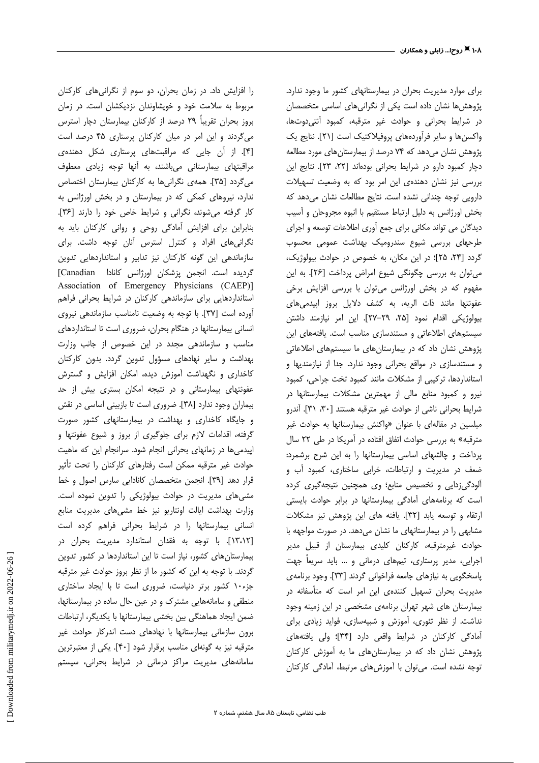برای موارد مدیریت بحران در بیمارستانهای کشور ما وجود ندارد. پژوهش‌ها نشان داده است یکی از نگرانی‌های اساسی متخصصان در شرایط بحرانی و حوادث غیر مترقبه، کمبود آنتی‌دوت‌ها، واکسن‌ها و سایر فرآورده‌های پروفیلاکتیک است [۲۱]. نتایج یک پژوهش نشان می‌دهد که ۷۴ درصد از بیمارستان‌های مورد مطالعه دچار کمبود دارو در شرایط بحرانی بوده‌اند [۲۲، ۲۳]. نتایج این بررسی نیز نشان دهنده‌ی این امر بود که به وضعیت تسهیلات دارویی توجه چندانی نشده است. نتایج مطالعات نشان می‌دهد که بخش اورژانس به دلیل ارتباط مستقیم با انبوه مجروحان و آسیب دیدگان می تواند مکانی برای جمع آوری اطلاعات توسعه و اجرای طرحهای بررسی شیوع سندرومیک بهداشت عمومی محسوب گردد [۲۴، ۲۵]؛ در این مکان، به خصوص در حوادث بیولوژیک، می‌توان به بررسی چگونگی شیوع امراض پرداخت [۲۶]. به این مفهوم که در بخش اورژانس می‌توان با بررسی افزایش برخی عفونتها مانند ذات الریه، به کشف دلایل بروز اپیدمی‌های بیولوژیکی اقدام نمود [۲۵، ۲۹-۲۷]. این امر نیازمند داشتن سیستم‌های اطلاعاتی و مستندسازی مناسب است. یافته‌های این پژوهش نشان داد که در بیمارستان‌های ما سیستم‌های اطلاعاتی و مستندسازی در مواقع بحرانی وجود ندارد. جدا از نیازمندیها و استانداردها، ترکیبی از مشکلات مانند کمبود تخت جراحی، کمبود نیرو و کمبود منابع مالی از مهمترین مشکلات بیمارستانها در شرایط بحرانی ناشی از حوادث غیر مترقبه هستند [۳۰، ۳۱]. آندرو میلسین در مقاله‌ای با عنوان «واکنش بیمارستانها به حوادث غیر مترقبه» به بررسی حوادث اتفاق افتاده در آمریکا در طی ۲۲ سال پرداخت و چالشهای اساسی بیمارستانها را به این شرح برشمرد: ضعف در مدیریت و ارتباطات، خرابی ساختاری، کمبود آب و آلودگی‌زدایی و تخصیص منابع؛ وی همچنین نتیجه‌گیری کرده است که برنامه‌های آمادگی بیمارستانها در برابر حوادث بایستی ارتقاء و توسعه یابد [۳۲]. یافته های این پژوهش نیز مشکلات مشابهی را در بیمارستانهای ما نشان می‌دهد. در صورت مواجهه با حوادث غیرمترقبه، کارکنان کلیدی بیمارستان از قبیل مدیر اجرایی، مدیر پرستاری، تیم‌های درمانی و ... باید سریعاً جهت پاسخگویی به نیازهای جامعه فراخوانی گردند [۳۳]. وجود برنامه‌ی مدیریت بحران تسهیل کننده‌ی این امر است که متأسفانه در بیمارستان های شهر تهران برنامه‌ی مشخصی در این زمینه وجود نداشت. از نظر تئوری، آموزش و شبیه‌سازی، فواید زیادی برای آمادگی کارکنان در شرایط واقعی دارد [۳۴]؛ ولی یافته‌های پژوهش نشان داد که در بیمارستان‌های ما به آموزش کارکنان توجه نشده است. می‌توان با آموزش‌های مرتبط، آمادگی کارکنان را افزایش داد. در زمان بحران، دو سوم از نگرانی‌های کارکنان مربوط به سلامت خود و خویشاوندان نزدیکشان است. در زمان بروز بحران تقریباً ۲۹ درصد از کارکنان بیمارستان دچار استرس می‌گردند و این امر در میان کارکنان پرستاری ۴۵ درصد است [۴]. از آن جایی که مراقبتهای پرستاری شکل دهنده‌ی مراقبتهای بیمارستانی می‌باشند، به آنها توجه زیادی معطوف می‌گردد [۳۵]. همه‌ی نگرانی‌ها به کارکنان بیمارستان اختصاص ندارد، نیروهای کمکی که در بیمارستان و در بخش اورژانس به کار گرفته می‌شوند، نگرانی و شرایط خاص خود را دارند [۳۶]. بنابراین برای افزایش آمادگی روحی و روانی کارکنان باید به نگرانی‌های افراد و کنترل استرس آنان توجه داشت. برای سازماندهی این گونه کارکنان نیز تدابیر و استانداردهایی تدوین گردیده است. انجمن پزشکان اورژانس کانادا [Canadian Association of Emergency Physicians (CAEP)] استانداردهایی برای سازماندهی کارکنان در شرایط بحرانی فراهم آورده است [۳۷]. با توجه به وضعیت نامناسب سازماندهی نیروی انسانی بیمارستانها در هنگام بحران، ضروری است تا استانداردهای مناسب و سازماندهی مجدد در این خصوص از جانب وزارت بهداشت و سایر نهادهای مسؤول تدوین گردد. بدون کارکنان کاخداری و نگهداشت آموزش دیده، امکان افزایش و گسترش عفونتهای بیمارستانی و در نتیجه امکان بستری بیش از حد بیماران وجود ندارد [۳۸]. ضروری است تا بازبینی اساسی در نقش و جایگاه کاخداری و بهداشت در بیمارستانهای کشور صورت گرفته، اقدامات لازم برای جلوگیری از بروز و شیوع عفونتها و اپیدمی‌ها در زمانهای بحرانی انجام شود. سرانجام این که ماهیت حوادث غیر مترقبه ممکن است رفتارهای کارکنان را تحت تأثیر قرار دهد [۳۹]. انجمن متخصصان کانادایی سارس اصول و خط مشی‌های مدیریت در حوادث بیولوژیکی را تدوین نموده است. وزارت بهداشت ایالت اونتاریو نیز خط مشی‌های مدیریت منابع انسانی بیمارستانها را در شرایط بحرانی فراهم کرده است [۱۳،۱۲]. با توجه به فقدان استاندارد مدیریت بحران در بیمارستان‌های کشور، نیاز است تا این استانداردها در کشور تدوین گردند. با توجه به این که کشور ما از نظر بروز حوادث غیر مترقبه جزء۱۰ کشور برتر دنیاست، ضروری است تا با ایجاد ساختاری منطقی و سامانه‌هایی مشترک و در عین حال ساده در بیمارستانها، ضمن ایجاد هماهنگی بین بخشی بیمارستانها با یکدیگر، ارتباطات برون سازمانی بیمارستانها با نهادهای دست اندرکار حوادث غیر مترقبه نیز به گونه‌ای مناسب برقرار شود [۴۰]. یکی از معتبرترین سامانه‌های مدیریت مراکز درمانی در شرایط بحرانی، سیستم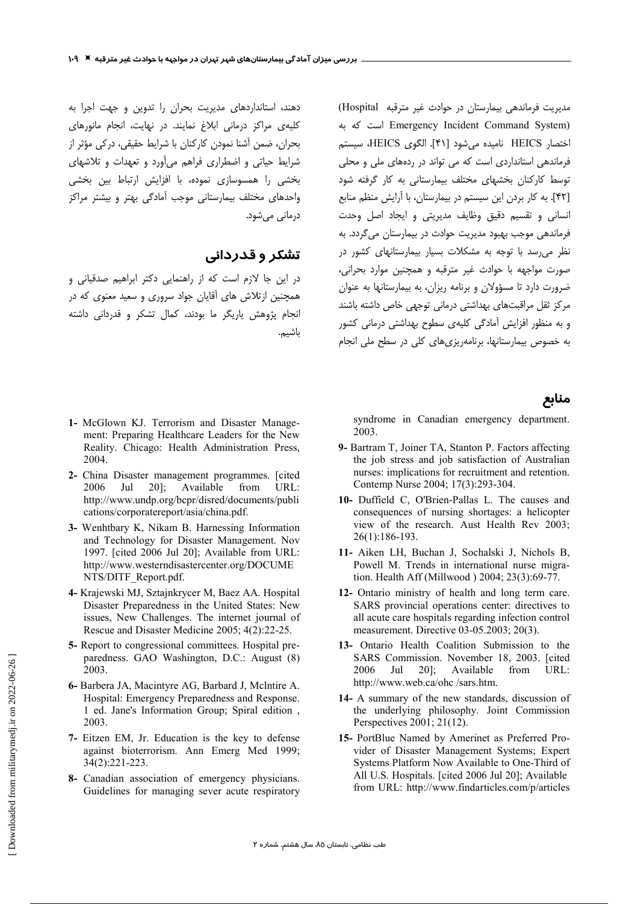مدیریت فرماندهی بیمارستان در حوادث غیر مترقبه (Hospital Emergency Incident Command System) است که به اختصار HEICS نامیده می‌شود [۴۱]. الگوی HEICS، سیستم فرماندهی استانداردی است که می تواند در رده‌های ملی و محلی توسط کارکنان بخشهای مختلف بیمارستانی به کار گرفته شود [۴۲]. به کار بردن این سیستم در بیمارستان، با آرایش منظم منابع انسانی و تقسیم دقیق وظایف مدیریتی و ایجاد اصل وحدت فرماندهی موجب بهبود مدیریت حوادث در بیمارستان می‌گردد. به نظر می‌رسد با توجه به مشکلات بسیار بیمارستانهای کشور در صورت مواجهه با حوادث غیر مترقبه و همچنین موارد بحرانی، ضرورت دارد تا مسؤولان و برنامه ریزان، به بیمارستانها به عنوان مرکز ثقل مراقبت‌های بهداشتی درمانی توجهی خاص داشته باشند و به منظور افزایش آمادگی کلیه‌ی سطوح بهداشتی درمانی کشور به خصوص بیمارستانها، برنامه‌ریزی‌های کلی در سطح ملی انجام دهند، استانداردهای مدیریت بحران را تدوین و جهت اجرا به کلیه‌ی مراکز درمانی ابلاغ نمایند. در نهایت، انجام مانورهای بحران، ضمن آشنا نمودن کارکنان با شرایط حقیقی، درکی مؤثر از شرایط حیاتی و اضطراری فراهم می‌آورد و تعهدات و تلاشهای بخشی را همسوسازی نموده، با افزایش ارتباط بین بخشی واحدهای مختلف بیمارستانی موجب آمادگی بهتر و بیشتر مراکز درمانی می‌شود.

## تشکر و قدردانی

در این جا لازم است که از راهنمایی دکتر ابراهیم صدقیانی و همچنین ازتلاش های آقایان جواد سروری و سعید معنوی که در انجام پژوهش یاریگر ما بودند، کمال تشکر و قدردانی داشته باشیم.

## منابع

1- McGlown KJ. Terrorism and Disaster Management: Preparing Healthcare Leaders for the New Reality. Chicago: Health Administration Press, 2004.

2- China Disaster management programmes. [cited 2006 Jul 20]; Available from URL: http://www.undp.org/bcpr/disred/documents/publications/corporatereport/asia/china.pdf.

3- Wenhtbary K, Nikam B. Harnessing Information and Technology for Disaster Management. Nov 1997. [cited 2006 Jul 20]; Available from URL: http://www.westerndisastercenter.org/DOCUMENTS/DITF_Report.pdf.

4- Krajewski MJ, Sztajnkrycer M, Baez AA. Hospital Disaster Preparedness in the United States: New issues, New Challenges. The internet journal of Rescue and Disaster Medicine 2005; 4(2):22-25.

5- Report to congressional committees. Hospital preparedness. GAO Washington, D.C.: August (8) 2003.

6- Barbera JA, Macintyre AG, Barbard J, Mclntire A. Hospital: Emergency Preparedness and Response. 1 ed. Jane's Information Group; Spiral edition , 2003.

7- Eitzen EM, Jr. Education is the key to defense against bioterrorism. Ann Emerg Med 1999; 34(2):221-223.

8- Canadian association of emergency physicians. Guidelines for managing sever acute respiratory syndrome in Canadian emergency department. 2003.

9- Bartram T, Joiner TA, Stanton P. Factors affecting the job stress and job satisfaction of Australian nurses: implications for recruitment and retention. Contemp Nurse 2004; 17(3):293-304.

10- Duffield C, O'Brien-Pallas L. The causes and consequences of nursing shortages: a helicopter view of the research. Aust Health Rev 2003; 26(1):186-193.

11- Aiken LH, Buchan J, Sochalski J, Nichols B, Powell M. Trends in international nurse migration. Health Aff (Millwood ) 2004; 23(3):69-77.

12- Ontario ministry of health and long term care. SARS provincial operations center: directives to all acute care hospitals regarding infection control measurement. Directive 03-05.2003; 20(3).

13- Ontario Health Coalition Submission to the SARS Commission. November 18, 2003. [cited 2006 Jul 20]; Available from URL: http://www.web.ca/ohc /sars.htm.

14- A summary of the new standards, discussion of the underlying philosophy. Joint Commission Perspectives 2001; 21(12).

15- PortBlue Named by Amerinet as Preferred Provider of Disaster Management Systems; Expert Systems Platform Now Available to One-Third of All U.S. Hospitals. [cited 2006 Jul 20]; Available from URL: http://www.findarticles.com/p/articles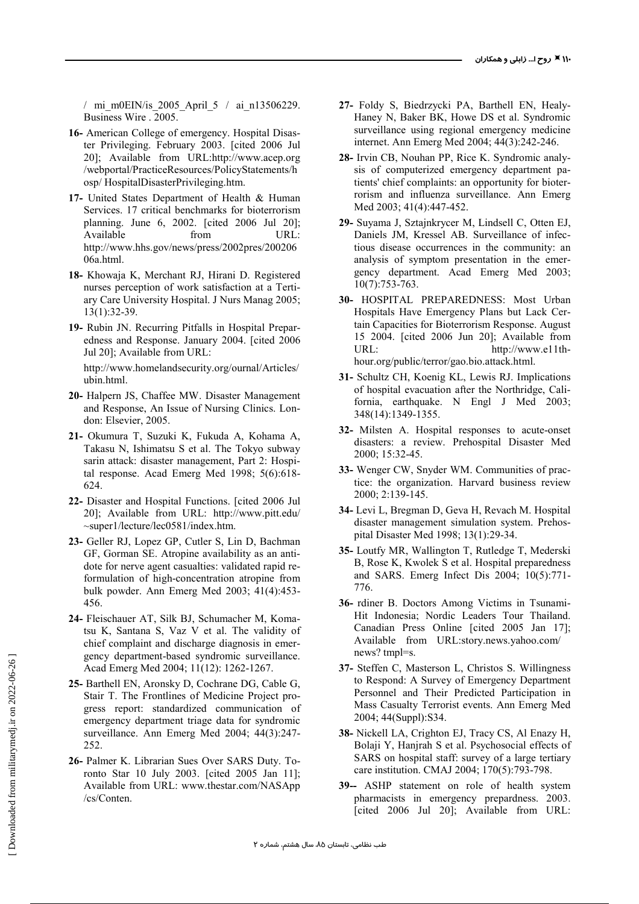/ mi_m0EIN/is_2005_April_5 / ai_n13506229. Business Wire . 2005.

**16-** American College of emergency. Hospital Disaster Privileging. February 2003. [cited 2006 Jul 20]; Available from URL:http://www.acep.org /webportal/PracticeResources/PolicyStatements/h osp/ HospitalDisasterPrivileging.htm.

**17-** United States Department of Health & Human Services. 17 critical benchmarks for bioterrorism planning. June 6, 2002. [cited 2006 Jul 20]; Available from URL: http://www.hhs.gov/news/press/2002pres/200206 06a.html.

**18-** Khowaja K, Merchant RJ, Hirani D. Registered nurses perception of work satisfaction at a Tertiary Care University Hospital. J Nurs Manag 2005; 13(1):32-39.

**19-** Rubin JN. Recurring Pitfalls in Hospital Preparedness and Response. January 2004. [cited 2006 Jul 20]; Available from URL:

http://www.homelandsecurity.org/ournal/Articles/ ubin.html.

**20-** Halpern JS, Chaffee MW. Disaster Management and Response, An Issue of Nursing Clinics. London: Elsevier, 2005.

**21-** Okumura T, Suzuki K, Fukuda A, Kohama A, Takasu N, Ishimatsu S et al. The Tokyo subway sarin attack: disaster management, Part 2: Hospital response. Acad Emerg Med 1998; 5(6):618-624.

**22-** Disaster and Hospital Functions. [cited 2006 Jul 20]; Available from URL: http://www.pitt.edu/ ~super1/lecture/lec0581/index.htm.

**23-** Geller RJ, Lopez GP, Cutler S, Lin D, Bachman GF, Gorman SE. Atropine availability as an antidote for nerve agent casualties: validated rapid reformulation of high-concentration atropine from bulk powder. Ann Emerg Med 2003; 41(4):453-456.

**24-** Fleischauer AT, Silk BJ, Schumacher M, Komatsu K, Santana S, Vaz V et al. The validity of chief complaint and discharge diagnosis in emergency department-based syndromic surveillance. Acad Emerg Med 2004; 11(12): 1262-1267.

**25-** Barthell EN, Aronsky D, Cochrane DG, Cable G, Stair T. The Frontlines of Medicine Project progress report: standardized communication of emergency department triage data for syndromic surveillance. Ann Emerg Med 2004; 44(3):247-252.

**26-** Palmer K. Librarian Sues Over SARS Duty. Toronto Star 10 July 2003. [cited 2005 Jan 11]; Available from URL: www.thestar.com/NASApp /cs/Conten.

**27-** Foldy S, Biedrzycki PA, Barthell EN, Healy-Haney N, Baker BK, Howe DS et al. Syndromic surveillance using regional emergency medicine internet. Ann Emerg Med 2004; 44(3):242-246.

**28-** Irvin CB, Nouhan PP, Rice K. Syndromic analysis of computerized emergency department patients' chief complaints: an opportunity for bioterrorism and influenza surveillance. Ann Emerg Med 2003; 41(4):447-452.

**29-** Suyama J, Sztajnkrycer M, Lindsell C, Otten EJ, Daniels JM, Kressel AB. Surveillance of infectious disease occurrences in the community: an analysis of symptom presentation in the emergency department. Acad Emerg Med 2003; 10(7):753-763.

**30-** HOSPITAL PREPAREDNESS: Most Urban Hospitals Have Emergency Plans but Lack Certain Capacities for Bioterrorism Response. August 15 2004. [cited 2006 Jun 20]; Available from URL: http://www.e11th-hour.org/public/terror/gao.bio.attack.html.

**31-** Schultz CH, Koenig KL, Lewis RJ. Implications of hospital evacuation after the Northridge, California, earthquake. N Engl J Med 2003; 348(14):1349-1355.

**32-** Milsten A. Hospital responses to acute-onset disasters: a review. Prehospital Disaster Med 2000; 15:32-45.

**33-** Wenger CW, Snyder WM. Communities of practice: the organization. Harvard business review 2000; 2:139-145.

**34-** Levi L, Bregman D, Geva H, Revach M. Hospital disaster management simulation system. Prehospital Disaster Med 1998; 13(1):29-34.

**35-** Loutfy MR, Wallington T, Rutledge T, Mederski B, Rose K, Kwolek S et al. Hospital preparedness and SARS. Emerg Infect Dis 2004; 10(5):771-776.

**36-** rdiner B. Doctors Among Victims in Tsunami-Hit Indonesia; Nordic Leaders Tour Thailand. Canadian Press Online [cited 2005 Jan 17]; Available from URL:story.news.yahoo.com/ news? tmpl=s.

**37-** Steffen C, Masterson L, Christos S. Willingness to Respond: A Survey of Emergency Department Personnel and Their Predicted Participation in Mass Casualty Terrorist events. Ann Emerg Med 2004; 44(Suppl):S34.

**38-** Nickell LA, Crighton EJ, Tracy CS, Al Enazy H, Bolaji Y, Hanjrah S et al. Psychosocial effects of SARS on hospital staff: survey of a large tertiary care institution. CMAJ 2004; 170(5):793-798.

**39--** ASHP statement on role of health system pharmacists in emergency prepardness. 2003. [cited 2006 Jul 20]; Available from URL: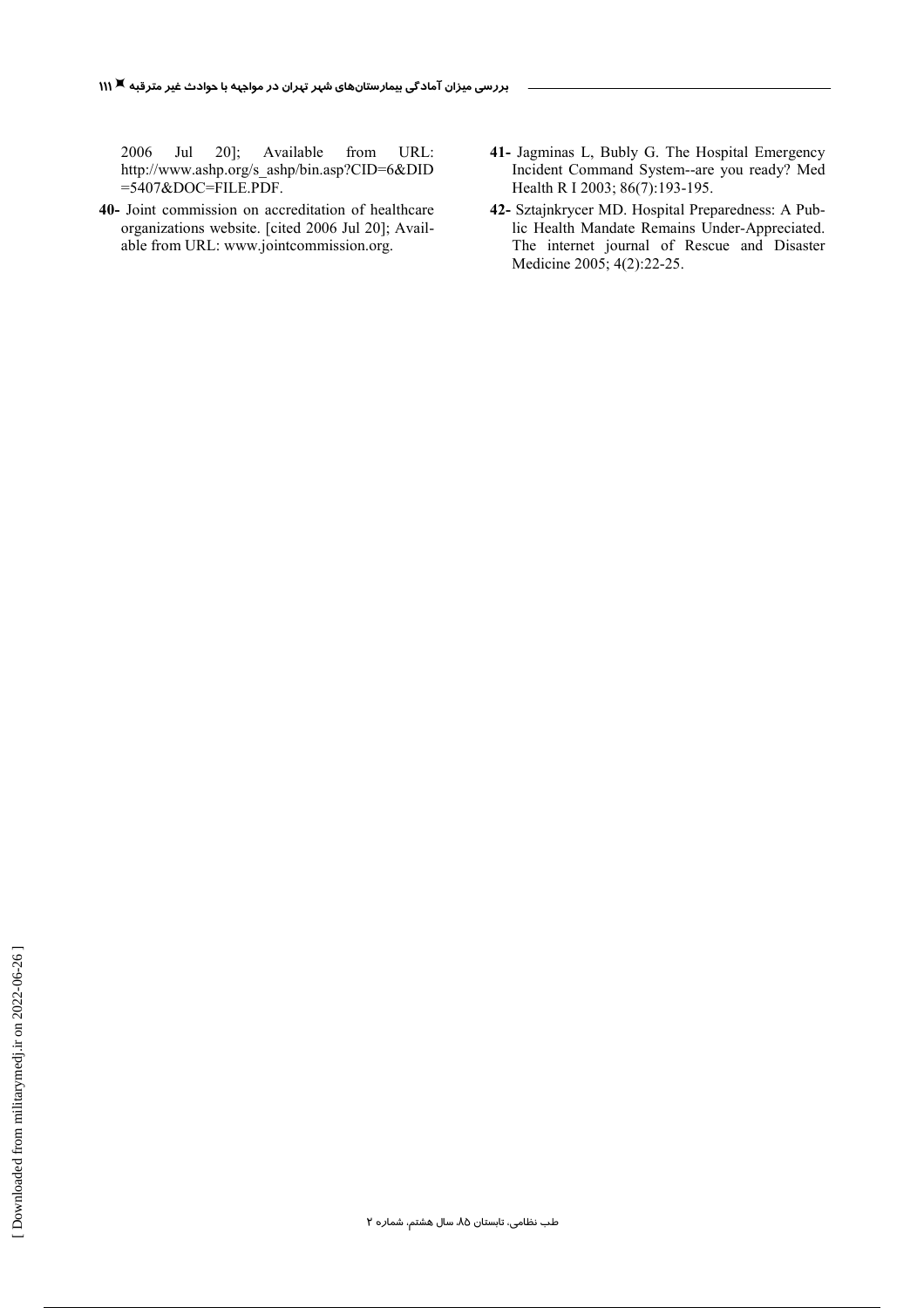2006 Jul 20]; Available from URL: http://www.ashp.org/s_ashp/bin.asp?CID=6&DID=5407&DOC=FILE.PDF.

**40-** Joint commission on accreditation of healthcare organizations website. [cited 2006 Jul 20]; Available from URL: www.jointcommission.org.

**41-** Jagminas L, Bubly G. The Hospital Emergency Incident Command System--are you ready? Med Health R I 2003; 86(7):193-195.

**42-** Sztajnkrycer MD. Hospital Preparedness: A Public Health Mandate Remains Under-Appreciated. The internet journal of Rescue and Disaster Medicine 2005; 4(2):22-25.